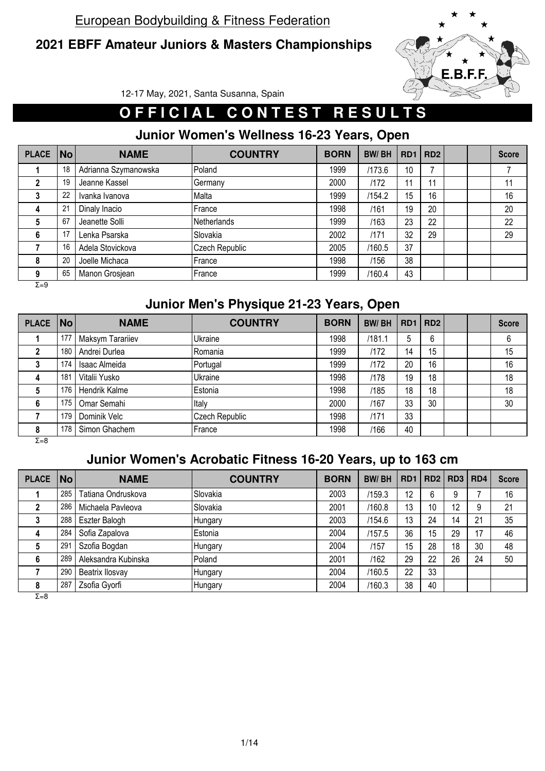European Bodybuilding & Fitness Federation

## 2021 EBFF Amateur Juniors & Masters Championships

12-17 May, 2021, Santa Susanna, Spain

# OFFICIAL CONTEST RESULTS

### Junior Women's Wellness 16-23 Years, Open

| PLACE | No | NAME | COUNTRY | BORN | BW/ BH | RD1 | RD2 | | | Score |
|---|---|---|---|---|---|---|---|---|---|---|
| 1 | 18 | Adrianna Szymanowska | Poland | 1999 | /173.6 | 10 | 7 | | | 7 |
| 2 | 19 | Jeanne Kassel | Germany | 2000 | /172 | 11 | 11 | | | 11 |
| 3 | 22 | Ivanka Ivanova | Malta | 1999 | /154.2 | 15 | 16 | | | 16 |
| 4 | 21 | Dinaly Inacio | France | 1998 | /161 | 19 | 20 | | | 20 |
| 5 | 67 | Jeanette Solli | Netherlands | 1999 | /163 | 23 | 22 | | | 22 |
| 6 | 17 | Lenka Psarska | Slovakia | 2002 | /171 | 32 | 29 | | | 29 |
| 7 | 16 | Adela Stovickova | Czech Republic | 2005 | /160.5 | 37 | | | | |
| 8 | 20 | Joelle Michaca | France | 1998 | /156 | 38 | | | | |
| 9 | 65 | Manon Grosjean | France | 1999 | /160.4 | 43 | | | | |

Σ=9

### Junior Men's Physique 21-23 Years, Open

| PLACE | No | NAME | COUNTRY | BORN | BW/ BH | RD1 | RD2 | | | Score |
|---|---|---|---|---|---|---|---|---|---|---|
| 1 | 177 | Maksym Tarariiev | Ukraine | 1998 | /181.1 | 5 | 6 | | | 6 |
| 2 | 180 | Andrei Durlea | Romania | 1999 | /172 | 14 | 15 | | | 15 |
| 3 | 174 | Isaac Almeida | Portugal | 1999 | /172 | 20 | 16 | | | 16 |
| 4 | 181 | Vitalii Yusko | Ukraine | 1998 | /178 | 19 | 18 | | | 18 |
| 5 | 176 | Hendrik Kalme | Estonia | 1998 | /185 | 18 | 18 | | | 18 |
| 6 | 175 | Omar Semahi | Italy | 2000 | /167 | 33 | 30 | | | 30 |
| 7 | 179 | Dominik Velc | Czech Republic | 1998 | /171 | 33 | | | | |
| 8 | 178 | Simon Ghachem | France | 1998 | /166 | 40 | | | | |

Σ=8

### Junior Women's Acrobatic Fitness 16-20 Years, up to 163 cm

| PLACE | No | NAME | COUNTRY | BORN | BW/ BH | RD1 | RD2 | RD3 | RD4 | Score |
|---|---|---|---|---|---|---|---|---|---|---|
| 1 | 285 | Tatiana Ondruskova | Slovakia | 2003 | /159.3 | 12 | 6 | 9 | 7 | 16 |
| 2 | 286 | Michaela Pavleova | Slovakia | 2001 | /160.8 | 13 | 10 | 12 | 9 | 21 |
| 3 | 288 | Eszter Balogh | Hungary | 2003 | /154.6 | 13 | 24 | 14 | 21 | 35 |
| 4 | 284 | Sofia Zapalova | Estonia | 2004 | /157.5 | 36 | 15 | 29 | 17 | 46 |
| 5 | 291 | Szofia Bogdan | Hungary | 2004 | /157 | 15 | 28 | 18 | 30 | 48 |
| 6 | 289 | Aleksandra Kubinska | Poland | 2001 | /162 | 29 | 22 | 26 | 24 | 50 |
| 7 | 290 | Beatrix Ilosvay | Hungary | 2004 | /160.5 | 22 | 33 | | | |
| 8 | 287 | Zsofia Gyorfi | Hungary | 2004 | /160.3 | 38 | 40 | | | |

Σ=8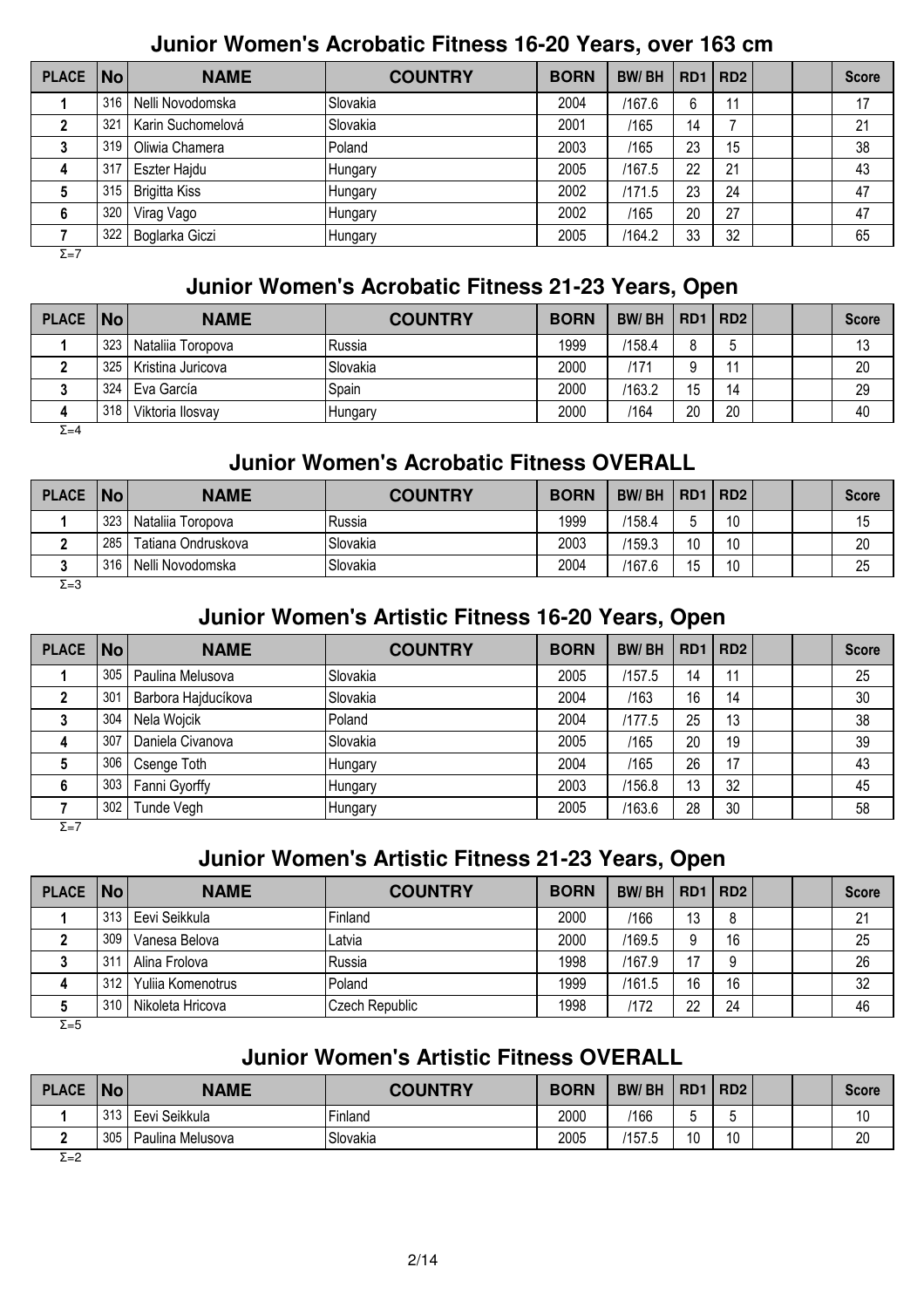## Junior Women's Acrobatic Fitness 16-20 Years, over 163 cm

| PLACE | No | NAME | COUNTRY | BORN | BW/ BH | RD1 | RD2 | | | Score |
|---|---|---|---|---|---|---|---|---|---|---|
| 1 | 316 | Nelli Novodomska | Slovakia | 2004 | /167.6 | 6 | 11 | | | 17 |
| 2 | 321 | Karin Suchomelová | Slovakia | 2001 | /165 | 14 | 7 | | | 21 |
| 3 | 319 | Oliwia Chamera | Poland | 2003 | /165 | 23 | 15 | | | 38 |
| 4 | 317 | Eszter Hajdu | Hungary | 2005 | /167.5 | 22 | 21 | | | 43 |
| 5 | 315 | Brigitta Kiss | Hungary | 2002 | /171.5 | 23 | 24 | | | 47 |
| 6 | 320 | Virag Vago | Hungary | 2002 | /165 | 20 | 27 | | | 47 |
| 7 | 322 | Boglarka Giczi | Hungary | 2005 | /164.2 | 33 | 32 | | | 65 |

Σ=7

## Junior Women's Acrobatic Fitness 21-23 Years, Open

| PLACE | No | NAME | COUNTRY | BORN | BW/ BH | RD1 | RD2 | | | Score |
|---|---|---|---|---|---|---|---|---|---|---|
| 1 | 323 | Nataliia Toropova | Russia | 1999 | /158.4 | 8 | 5 | | | 13 |
| 2 | 325 | Kristina Juricova | Slovakia | 2000 | /171 | 9 | 11 | | | 20 |
| 3 | 324 | Eva García | Spain | 2000 | /163.2 | 15 | 14 | | | 29 |
| 4 | 318 | Viktoria Ilosvay | Hungary | 2000 | /164 | 20 | 20 | | | 40 |

Σ=4

## Junior Women's Acrobatic Fitness OVERALL

| PLACE | No | NAME | COUNTRY | BORN | BW/ BH | RD1 | RD2 | | | Score |
|---|---|---|---|---|---|---|---|---|---|---|
| 1 | 323 | Nataliia Toropova | Russia | 1999 | /158.4 | 5 | 10 | | | 15 |
| 2 | 285 | Tatiana Ondruskova | Slovakia | 2003 | /159.3 | 10 | 10 | | | 20 |
| 3 | 316 | Nelli Novodomska | Slovakia | 2004 | /167.6 | 15 | 10 | | | 25 |

Σ=3

## Junior Women's Artistic Fitness 16-20 Years, Open

| PLACE | No | NAME | COUNTRY | BORN | BW/ BH | RD1 | RD2 | | | Score |
|---|---|---|---|---|---|---|---|---|---|---|
| 1 | 305 | Paulina Melusova | Slovakia | 2005 | /157.5 | 14 | 11 | | | 25 |
| 2 | 301 | Barbora Hajducíkova | Slovakia | 2004 | /163 | 16 | 14 | | | 30 |
| 3 | 304 | Nela Wojcik | Poland | 2004 | /177.5 | 25 | 13 | | | 38 |
| 4 | 307 | Daniela Civanova | Slovakia | 2005 | /165 | 20 | 19 | | | 39 |
| 5 | 306 | Csenge Toth | Hungary | 2004 | /165 | 26 | 17 | | | 43 |
| 6 | 303 | Fanni Gyorffy | Hungary | 2003 | /156.8 | 13 | 32 | | | 45 |
| 7 | 302 | Tunde Vegh | Hungary | 2005 | /163.6 | 28 | 30 | | | 58 |

Σ=7

## Junior Women's Artistic Fitness 21-23 Years, Open

| PLACE | No | NAME | COUNTRY | BORN | BW/ BH | RD1 | RD2 | | | Score |
|---|---|---|---|---|---|---|---|---|---|---|
| 1 | 313 | Eevi Seikkula | Finland | 2000 | /166 | 13 | 8 | | | 21 |
| 2 | 309 | Vanesa Belova | Latvia | 2000 | /169.5 | 9 | 16 | | | 25 |
| 3 | 311 | Alina Frolova | Russia | 1998 | /167.9 | 17 | 9 | | | 26 |
| 4 | 312 | Yuliia Komenotrus | Poland | 1999 | /161.5 | 16 | 16 | | | 32 |
| 5 | 310 | Nikoleta Hricova | Czech Republic | 1998 | /172 | 22 | 24 | | | 46 |

Σ=5

## Junior Women's Artistic Fitness OVERALL

| PLACE | No | NAME | COUNTRY | BORN | BW/ BH | RD1 | RD2 | | | Score |
|---|---|---|---|---|---|---|---|---|---|---|
| 1 | 313 | Eevi Seikkula | Finland | 2000 | /166 | 5 | 5 | | | 10 |
| 2 | 305 | Paulina Melusova | Slovakia | 2005 | /157.5 | 10 | 10 | | | 20 |

Σ=2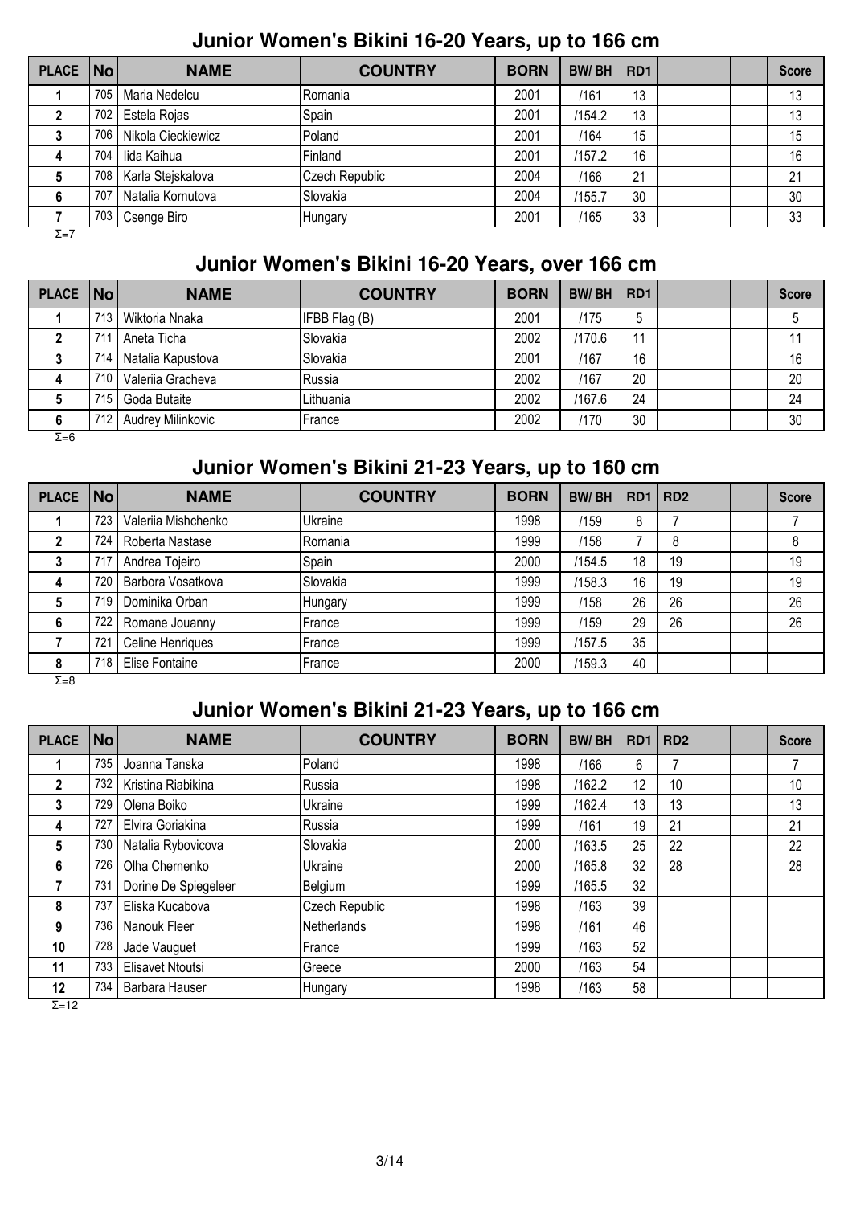## Junior Women's Bikini 16-20 Years, up to 166 cm

| PLACE | No | NAME | COUNTRY | BORN | BW/ BH | RD1 | | | | Score |
|---|---|---|---|---|---|---|---|---|---|---|
| 1 | 705 | Maria Nedelcu | Romania | 2001 | /161 | 13 | | | | 13 |
| 2 | 702 | Estela Rojas | Spain | 2001 | /154.2 | 13 | | | | 13 |
| 3 | 706 | Nikola Cieckiewicz | Poland | 2001 | /164 | 15 | | | | 15 |
| 4 | 704 | Iida Kaihua | Finland | 2001 | /157.2 | 16 | | | | 16 |
| 5 | 708 | Karla Stejskalova | Czech Republic | 2004 | /166 | 21 | | | | 21 |
| 6 | 707 | Natalia Kornutova | Slovakia | 2004 | /155.7 | 30 | | | | 30 |
| 7 | 703 | Csenge Biro | Hungary | 2001 | /165 | 33 | | | | 33 |

Σ=7

## Junior Women's Bikini 16-20 Years, over 166 cm

| PLACE | No | NAME | COUNTRY | BORN | BW/ BH | RD1 | | | | Score |
|---|---|---|---|---|---|---|---|---|---|---|
| 1 | 713 | Wiktoria Nnaka | IFBB Flag (B) | 2001 | /175 | 5 | | | | 5 |
| 2 | 711 | Aneta Ticha | Slovakia | 2002 | /170.6 | 11 | | | | 11 |
| 3 | 714 | Natalia Kapustova | Slovakia | 2001 | /167 | 16 | | | | 16 |
| 4 | 710 | Valeriia Gracheva | Russia | 2002 | /167 | 20 | | | | 20 |
| 5 | 715 | Goda Butaite | Lithuania | 2002 | /167.6 | 24 | | | | 24 |
| 6 | 712 | Audrey Milinkovic | France | 2002 | /170 | 30 | | | | 30 |

Σ=6

## Junior Women's Bikini 21-23 Years, up to 160 cm

| PLACE | No | NAME | COUNTRY | BORN | BW/ BH | RD1 | RD2 | | | Score |
|---|---|---|---|---|---|---|---|---|---|---|
| 1 | 723 | Valeriia Mishchenko | Ukraine | 1998 | /159 | 8 | 7 | | | 7 |
| 2 | 724 | Roberta Nastase | Romania | 1999 | /158 | 7 | 8 | | | 8 |
| 3 | 717 | Andrea Tojeiro | Spain | 2000 | /154.5 | 18 | 19 | | | 19 |
| 4 | 720 | Barbora Vosatkova | Slovakia | 1999 | /158.3 | 16 | 19 | | | 19 |
| 5 | 719 | Dominika Orban | Hungary | 1999 | /158 | 26 | 26 | | | 26 |
| 6 | 722 | Romane Jouanny | France | 1999 | /159 | 29 | 26 | | | 26 |
| 7 | 721 | Celine Henriques | France | 1999 | /157.5 | 35 | | | | |
| 8 | 718 | Elise Fontaine | France | 2000 | /159.3 | 40 | | | | |

Σ=8

## Junior Women's Bikini 21-23 Years, up to 166 cm

| PLACE | No | NAME | COUNTRY | BORN | BW/ BH | RD1 | RD2 | | | Score |
|---|---|---|---|---|---|---|---|---|---|---|
| 1 | 735 | Joanna Tanska | Poland | 1998 | /166 | 6 | 7 | | | 7 |
| 2 | 732 | Kristina Riabikina | Russia | 1998 | /162.2 | 12 | 10 | | | 10 |
| 3 | 729 | Olena Boiko | Ukraine | 1999 | /162.4 | 13 | 13 | | | 13 |
| 4 | 727 | Elvira Goriakina | Russia | 1999 | /161 | 19 | 21 | | | 21 |
| 5 | 730 | Natalia Rybovicova | Slovakia | 2000 | /163.5 | 25 | 22 | | | 22 |
| 6 | 726 | Olha Chernenko | Ukraine | 2000 | /165.8 | 32 | 28 | | | 28 |
| 7 | 731 | Dorine De Spiegeleer | Belgium | 1999 | /165.5 | 32 | | | | |
| 8 | 737 | Eliska Kucabova | Czech Republic | 1998 | /163 | 39 | | | | |
| 9 | 736 | Nanouk Fleer | Netherlands | 1998 | /161 | 46 | | | | |
| 10 | 728 | Jade Vauguet | France | 1999 | /163 | 52 | | | | |
| 11 | 733 | Elisavet Ntoutsi | Greece | 2000 | /163 | 54 | | | | |
| 12 | 734 | Barbara Hauser | Hungary | 1998 | /163 | 58 | | | | |

Σ=12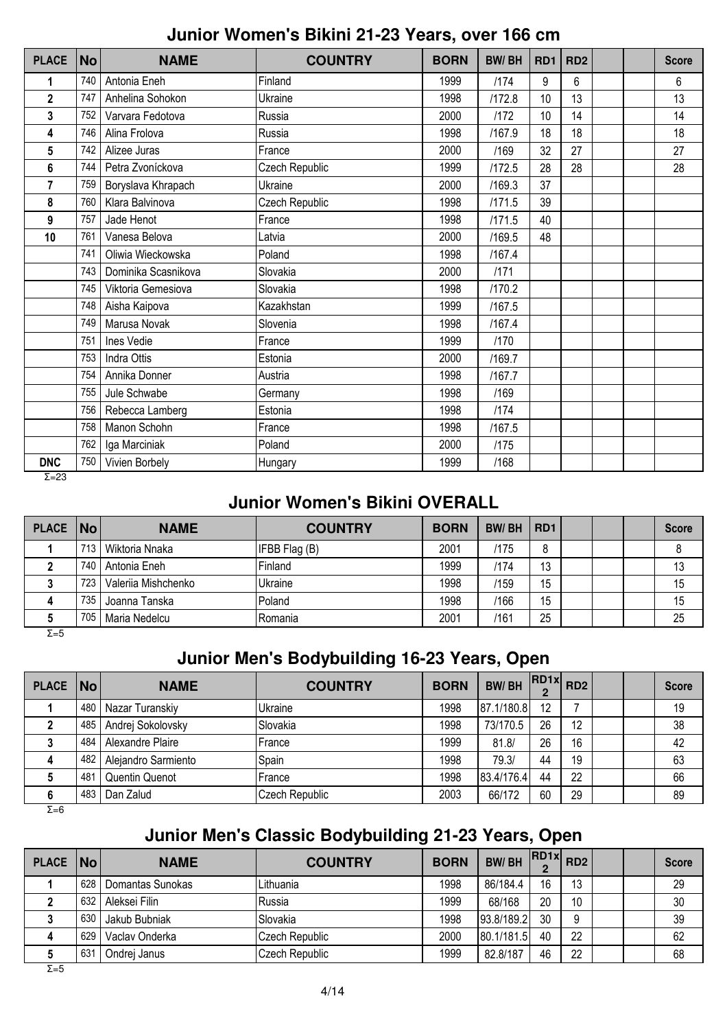## Junior Women's Bikini 21-23 Years, over 166 cm

| PLACE | No | NAME | COUNTRY | BORN | BW/ BH | RD1 | RD2 | | | Score |
|---|---|---|---|---|---|---|---|---|---|---|
| 1 | 740 | Antonia Eneh | Finland | 1999 | /174 | 9 | 6 | | | 6 |
| 2 | 747 | Anhelina Sohokon | Ukraine | 1998 | /172.8 | 10 | 13 | | | 13 |
| 3 | 752 | Varvara Fedotova | Russia | 2000 | /172 | 10 | 14 | | | 14 |
| 4 | 746 | Alina Frolova | Russia | 1998 | /167.9 | 18 | 18 | | | 18 |
| 5 | 742 | Alizee Juras | France | 2000 | /169 | 32 | 27 | | | 27 |
| 6 | 744 | Petra Zvoníckova | Czech Republic | 1999 | /172.5 | 28 | 28 | | | 28 |
| 7 | 759 | Boryslava Khrapach | Ukraine | 2000 | /169.3 | 37 | | | | |
| 8 | 760 | Klara Balvinova | Czech Republic | 1998 | /171.5 | 39 | | | | |
| 9 | 757 | Jade Henot | France | 1998 | /171.5 | 40 | | | | |
| 10 | 761 | Vanesa Belova | Latvia | 2000 | /169.5 | 48 | | | | |
| | 741 | Oliwia Wieckowska | Poland | 1998 | /167.4 | | | | | |
| | 743 | Dominika Scasnikova | Slovakia | 2000 | /171 | | | | | |
| | 745 | Viktoria Gemesiova | Slovakia | 1998 | /170.2 | | | | | |
| | 748 | Aisha Kaipova | Kazakhstan | 1999 | /167.5 | | | | | |
| | 749 | Marusa Novak | Slovenia | 1998 | /167.4 | | | | | |
| | 751 | Ines Vedie | France | 1999 | /170 | | | | | |
| | 753 | Indra Ottis | Estonia | 2000 | /169.7 | | | | | |
| | 754 | Annika Donner | Austria | 1998 | /167.7 | | | | | |
| | 755 | Jule Schwabe | Germany | 1998 | /169 | | | | | |
| | 756 | Rebecca Lamberg | Estonia | 1998 | /174 | | | | | |
| | 758 | Manon Schohn | France | 1998 | /167.5 | | | | | |
| | 762 | Iga Marciniak | Poland | 2000 | /175 | | | | | |
| DNC | 750 | Vivien Borbely | Hungary | 1999 | /168 | | | | | |

Σ=23

## Junior Women's Bikini OVERALL

| PLACE | No | NAME | COUNTRY | BORN | BW/ BH | RD1 | | | | Score |
|---|---|---|---|---|---|---|---|---|---|---|
| 1 | 713 | Wiktoria Nnaka | IFBB Flag (B) | 2001 | /175 | 8 | | | | 8 |
| 2 | 740 | Antonia Eneh | Finland | 1999 | /174 | 13 | | | | 13 |
| 3 | 723 | Valeriia Mishchenko | Ukraine | 1998 | /159 | 15 | | | | 15 |
| 4 | 735 | Joanna Tanska | Poland | 1998 | /166 | 15 | | | | 15 |
| 5 | 705 | Maria Nedelcu | Romania | 2001 | /161 | 25 | | | | 25 |

Σ=5

## Junior Men's Bodybuilding 16-23 Years, Open

| PLACE | No | NAME | COUNTRY | BORN | BW/ BH | RD1x2 | RD2 | | | Score |
|---|---|---|---|---|---|---|---|---|---|---|
| 1 | 480 | Nazar Turanskiy | Ukraine | 1998 | 87.1/180.8 | 12 | 7 | | | 19 |
| 2 | 485 | Andrej Sokolovsky | Slovakia | 1998 | 73/170.5 | 26 | 12 | | | 38 |
| 3 | 484 | Alexandre Plaire | France | 1999 | 81.8/ | 26 | 16 | | | 42 |
| 4 | 482 | Alejandro Sarmiento | Spain | 1998 | 79.3/ | 44 | 19 | | | 63 |
| 5 | 481 | Quentin Quenot | France | 1998 | 83.4/176.4 | 44 | 22 | | | 66 |
| 6 | 483 | Dan Zalud | Czech Republic | 2003 | 66/172 | 60 | 29 | | | 89 |

Σ=6

## Junior Men's Classic Bodybuilding 21-23 Years, Open

| PLACE | No | NAME | COUNTRY | BORN | BW/ BH | RD1x2 | RD2 | | | Score |
|---|---|---|---|---|---|---|---|---|---|---|
| 1 | 628 | Domantas Sunokas | Lithuania | 1998 | 86/184.4 | 16 | 13 | | | 29 |
| 2 | 632 | Aleksei Filin | Russia | 1999 | 68/168 | 20 | 10 | | | 30 |
| 3 | 630 | Jakub Bubniak | Slovakia | 1998 | 93.8/189.2 | 30 | 9 | | | 39 |
| 4 | 629 | Vaclav Onderka | Czech Republic | 2000 | 80.1/181.5 | 40 | 22 | | | 62 |
| 5 | 631 | Ondrej Janus | Czech Republic | 1999 | 82.8/187 | 46 | 22 | | | 68 |

Σ=5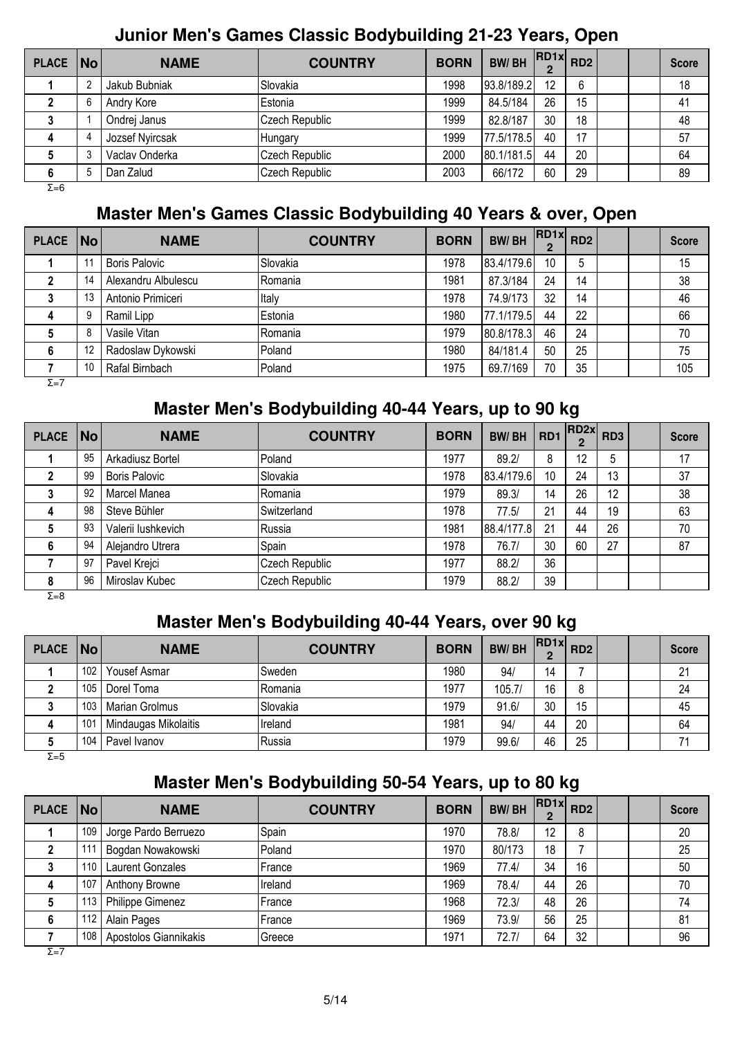## Junior Men's Games Classic Bodybuilding 21-23 Years, Open

| PLACE | No | NAME | COUNTRY | BORN | BW/ BH | RD1x 2 | RD2 | | | Score |
|---|---|---|---|---|---|---|---|---|---|---|
| 1 | 2 | Jakub Bubniak | Slovakia | 1998 | 93.8/189.2 | 12 | 6 | | | 18 |
| 2 | 6 | Andry Kore | Estonia | 1999 | 84.5/184 | 26 | 15 | | | 41 |
| 3 | 1 | Ondrej Janus | Czech Republic | 1999 | 82.8/187 | 30 | 18 | | | 48 |
| 4 | 4 | Jozsef Nyircsak | Hungary | 1999 | 77.5/178.5 | 40 | 17 | | | 57 |
| 5 | 3 | Vaclav Onderka | Czech Republic | 2000 | 80.1/181.5 | 44 | 20 | | | 64 |
| 6 | 5 | Dan Zalud | Czech Republic | 2003 | 66/172 | 60 | 29 | | | 89 |

Σ=6

## Master Men's Games Classic Bodybuilding 40 Years & over, Open

| PLACE | No | NAME | COUNTRY | BORN | BW/ BH | RD1x 2 | RD2 | | | Score |
|---|---|---|---|---|---|---|---|---|---|---|
| 1 | 11 | Boris Palovic | Slovakia | 1978 | 83.4/179.6 | 10 | 5 | | | 15 |
| 2 | 14 | Alexandru Albulescu | Romania | 1981 | 87.3/184 | 24 | 14 | | | 38 |
| 3 | 13 | Antonio Primiceri | Italy | 1978 | 74.9/173 | 32 | 14 | | | 46 |
| 4 | 9 | Ramil Lipp | Estonia | 1980 | 77.1/179.5 | 44 | 22 | | | 66 |
| 5 | 8 | Vasile Vitan | Romania | 1979 | 80.8/178.3 | 46 | 24 | | | 70 |
| 6 | 12 | Radoslaw Dykowski | Poland | 1980 | 84/181.4 | 50 | 25 | | | 75 |
| 7 | 10 | Rafal Birnbach | Poland | 1975 | 69.7/169 | 70 | 35 | | | 105 |

Σ=7

## Master Men's Bodybuilding 40-44 Years, up to 90 kg

| PLACE | No | NAME | COUNTRY | BORN | BW/ BH | RD1 | RD2x 2 | RD3 | | Score |
|---|---|---|---|---|---|---|---|---|---|---|
| 1 | 95 | Arkadiusz Bortel | Poland | 1977 | 89.2/ | 8 | 12 | 5 | | 17 |
| 2 | 99 | Boris Palovic | Slovakia | 1978 | 83.4/179.6 | 10 | 24 | 13 | | 37 |
| 3 | 92 | Marcel Manea | Romania | 1979 | 89.3/ | 14 | 26 | 12 | | 38 |
| 4 | 98 | Steve Bühler | Switzerland | 1978 | 77.5/ | 21 | 44 | 19 | | 63 |
| 5 | 93 | Valerii Iushkevich | Russia | 1981 | 88.4/177.8 | 21 | 44 | 26 | | 70 |
| 6 | 94 | Alejandro Utrera | Spain | 1978 | 76.7/ | 30 | 60 | 27 | | 87 |
| 7 | 97 | Pavel Krejci | Czech Republic | 1977 | 88.2/ | 36 | | | | |
| 8 | 96 | Miroslav Kubec | Czech Republic | 1979 | 88.2/ | 39 | | | | |

Σ=8

## Master Men's Bodybuilding 40-44 Years, over 90 kg

| PLACE | No | NAME | COUNTRY | BORN | BW/ BH | RD1x 2 | RD2 | | | Score |
|---|---|---|---|---|---|---|---|---|---|---|
| 1 | 102 | Yousef Asmar | Sweden | 1980 | 94/ | 14 | 7 | | | 21 |
| 2 | 105 | Dorel Toma | Romania | 1977 | 105.7/ | 16 | 8 | | | 24 |
| 3 | 103 | Marian Grolmus | Slovakia | 1979 | 91.6/ | 30 | 15 | | | 45 |
| 4 | 101 | Mindaugas Mikolaitis | Ireland | 1981 | 94/ | 44 | 20 | | | 64 |
| 5 | 104 | Pavel Ivanov | Russia | 1979 | 99.6/ | 46 | 25 | | | 71 |

Σ=5

## Master Men's Bodybuilding 50-54 Years, up to 80 kg

| PLACE | No | NAME | COUNTRY | BORN | BW/ BH | RD1x 2 | RD2 | | | Score |
|---|---|---|---|---|---|---|---|---|---|---|
| 1 | 109 | Jorge Pardo Berruezo | Spain | 1970 | 78.8/ | 12 | 8 | | | 20 |
| 2 | 111 | Bogdan Nowakowski | Poland | 1970 | 80/173 | 18 | 7 | | | 25 |
| 3 | 110 | Laurent Gonzales | France | 1969 | 77.4/ | 34 | 16 | | | 50 |
| 4 | 107 | Anthony Browne | Ireland | 1969 | 78.4/ | 44 | 26 | | | 70 |
| 5 | 113 | Philippe Gimenez | France | 1968 | 72.3/ | 48 | 26 | | | 74 |
| 6 | 112 | Alain Pages | France | 1969 | 73.9/ | 56 | 25 | | | 81 |
| 7 | 108 | Apostolos Giannikakis | Greece | 1971 | 72.7/ | 64 | 32 | | | 96 |

Σ=7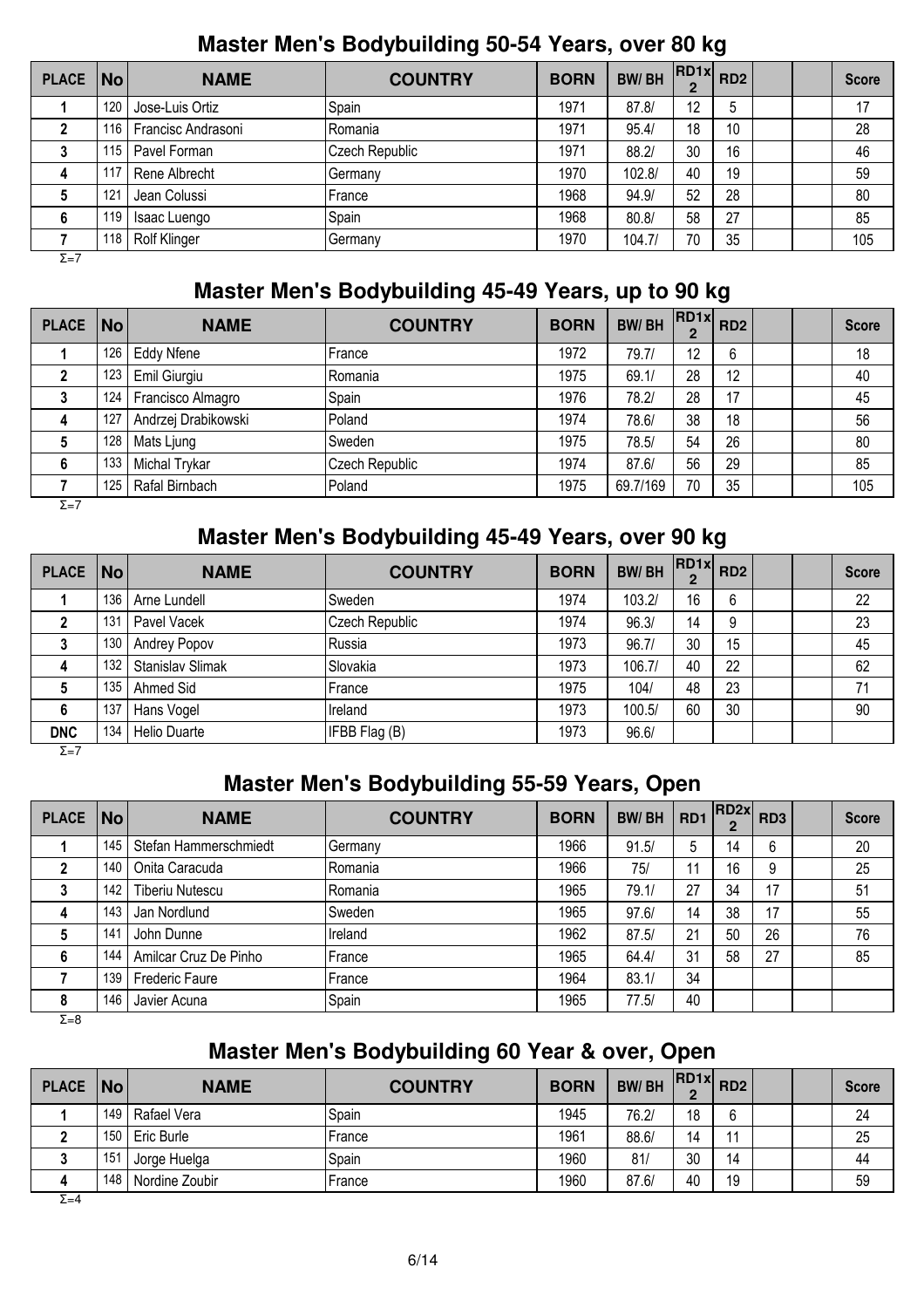## Master Men's Bodybuilding 50-54 Years, over 80 kg

| PLACE | No | NAME | COUNTRY | BORN | BW/ BH | RD1x 2 | RD2 | | | Score |
|---|---|---|---|---|---|---|---|---|---|---|
| 1 | 120 | Jose-Luis Ortiz | Spain | 1971 | 87.8/ | 12 | 5 | | | 17 |
| 2 | 116 | Francisc Andrasoni | Romania | 1971 | 95.4/ | 18 | 10 | | | 28 |
| 3 | 115 | Pavel Forman | Czech Republic | 1971 | 88.2/ | 30 | 16 | | | 46 |
| 4 | 117 | Rene Albrecht | Germany | 1970 | 102.8/ | 40 | 19 | | | 59 |
| 5 | 121 | Jean Colussi | France | 1968 | 94.9/ | 52 | 28 | | | 80 |
| 6 | 119 | Isaac Luengo | Spain | 1968 | 80.8/ | 58 | 27 | | | 85 |
| 7 | 118 | Rolf Klinger | Germany | 1970 | 104.7/ | 70 | 35 | | | 105 |

Σ=7

## Master Men's Bodybuilding 45-49 Years, up to 90 kg

| PLACE | No | NAME | COUNTRY | BORN | BW/ BH | RD1x 2 | RD2 | | | Score |
|---|---|---|---|---|---|---|---|---|---|---|
| 1 | 126 | Eddy Nfene | France | 1972 | 79.7/ | 12 | 6 | | | 18 |
| 2 | 123 | Emil Giurgiu | Romania | 1975 | 69.1/ | 28 | 12 | | | 40 |
| 3 | 124 | Francisco Almagro | Spain | 1976 | 78.2/ | 28 | 17 | | | 45 |
| 4 | 127 | Andrzej Drabikowski | Poland | 1974 | 78.6/ | 38 | 18 | | | 56 |
| 5 | 128 | Mats Ljung | Sweden | 1975 | 78.5/ | 54 | 26 | | | 80 |
| 6 | 133 | Michal Trykar | Czech Republic | 1974 | 87.6/ | 56 | 29 | | | 85 |
| 7 | 125 | Rafal Birnbach | Poland | 1975 | 69.7/169 | 70 | 35 | | | 105 |

Σ=7

## Master Men's Bodybuilding 45-49 Years, over 90 kg

| PLACE | No | NAME | COUNTRY | BORN | BW/ BH | RD1x 2 | RD2 | | | Score |
|---|---|---|---|---|---|---|---|---|---|---|
| 1 | 136 | Arne Lundell | Sweden | 1974 | 103.2/ | 16 | 6 | | | 22 |
| 2 | 131 | Pavel Vacek | Czech Republic | 1974 | 96.3/ | 14 | 9 | | | 23 |
| 3 | 130 | Andrey Popov | Russia | 1973 | 96.7/ | 30 | 15 | | | 45 |
| 4 | 132 | Stanislav Slimak | Slovakia | 1973 | 106.7/ | 40 | 22 | | | 62 |
| 5 | 135 | Ahmed Sid | France | 1975 | 104/ | 48 | 23 | | | 71 |
| 6 | 137 | Hans Vogel | Ireland | 1973 | 100.5/ | 60 | 30 | | | 90 |
| DNC | 134 | Helio Duarte | IFBB Flag (B) | 1973 | 96.6/ | | | | | |

Σ=7

## Master Men's Bodybuilding 55-59 Years, Open

| PLACE | No | NAME | COUNTRY | BORN | BW/ BH | RD1 | RD2x 2 | RD3 | | Score |
|---|---|---|---|---|---|---|---|---|---|---|
| 1 | 145 | Stefan Hammerschmiedt | Germany | 1966 | 91.5/ | 5 | 14 | 6 | | 20 |
| 2 | 140 | Onita Caracuda | Romania | 1966 | 75/ | 11 | 16 | 9 | | 25 |
| 3 | 142 | Tiberiu Nutescu | Romania | 1965 | 79.1/ | 27 | 34 | 17 | | 51 |
| 4 | 143 | Jan Nordlund | Sweden | 1965 | 97.6/ | 14 | 38 | 17 | | 55 |
| 5 | 141 | John Dunne | Ireland | 1962 | 87.5/ | 21 | 50 | 26 | | 76 |
| 6 | 144 | Amilcar Cruz De Pinho | France | 1965 | 64.4/ | 31 | 58 | 27 | | 85 |
| 7 | 139 | Frederic Faure | France | 1964 | 83.1/ | 34 | | | | |
| 8 | 146 | Javier Acuna | Spain | 1965 | 77.5/ | 40 | | | | |

Σ=8

## Master Men's Bodybuilding 60 Year & over, Open

| PLACE | No | NAME | COUNTRY | BORN | BW/ BH | RD1x 2 | RD2 | | | Score |
|---|---|---|---|---|---|---|---|---|---|---|
| 1 | 149 | Rafael Vera | Spain | 1945 | 76.2/ | 18 | 6 | | | 24 |
| 2 | 150 | Eric Burle | France | 1961 | 88.6/ | 14 | 11 | | | 25 |
| 3 | 151 | Jorge Huelga | Spain | 1960 | 81/ | 30 | 14 | | | 44 |
| 4 | 148 | Nordine Zoubir | France | 1960 | 87.6/ | 40 | 19 | | | 59 |

Σ=4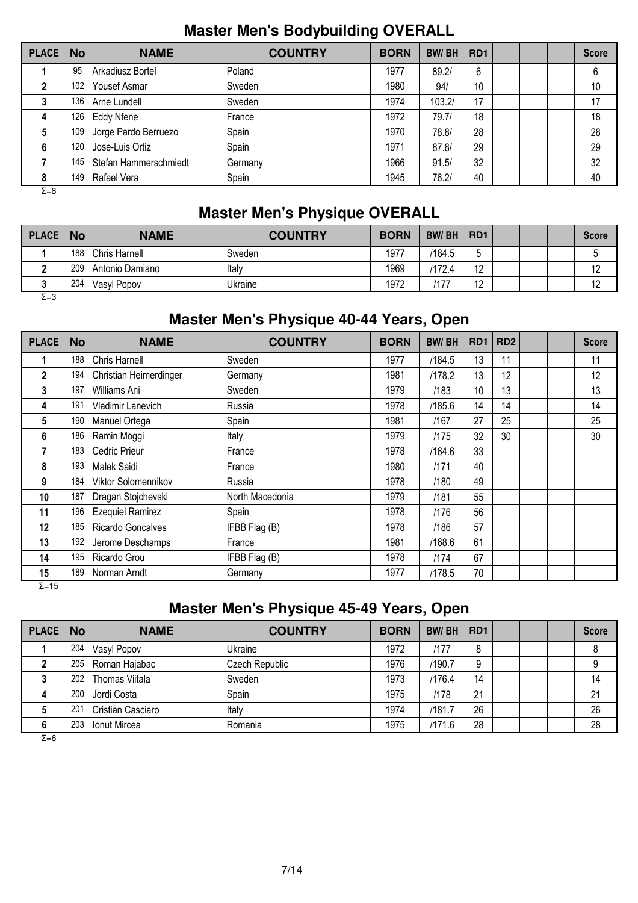## Master Men's Bodybuilding OVERALL

| PLACE | No | NAME | COUNTRY | BORN | BW/ BH | RD1 | | | | Score |
|---|---|---|---|---|---|---|---|---|---|---|
| 1 | 95 | Arkadiusz Bortel | Poland | 1977 | 89.2/ | 6 | | | | 6 |
| 2 | 102 | Yousef Asmar | Sweden | 1980 | 94/ | 10 | | | | 10 |
| 3 | 136 | Arne Lundell | Sweden | 1974 | 103.2/ | 17 | | | | 17 |
| 4 | 126 | Eddy Nfene | France | 1972 | 79.7/ | 18 | | | | 18 |
| 5 | 109 | Jorge Pardo Berruezo | Spain | 1970 | 78.8/ | 28 | | | | 28 |
| 6 | 120 | Jose-Luis Ortiz | Spain | 1971 | 87.8/ | 29 | | | | 29 |
| 7 | 145 | Stefan Hammerschmiedt | Germany | 1966 | 91.5/ | 32 | | | | 32 |
| 8 | 149 | Rafael Vera | Spain | 1945 | 76.2/ | 40 | | | | 40 |

Σ=8

## Master Men's Physique OVERALL

| PLACE | No | NAME | COUNTRY | BORN | BW/ BH | RD1 | | | | Score |
|---|---|---|---|---|---|---|---|---|---|---|
| 1 | 188 | Chris Harnell | Sweden | 1977 | /184.5 | 5 | | | | 5 |
| 2 | 209 | Antonio Damiano | Italy | 1969 | /172.4 | 12 | | | | 12 |
| 3 | 204 | Vasyl Popov | Ukraine | 1972 | /177 | 12 | | | | 12 |

Σ=3

## Master Men's Physique 40-44 Years, Open

| PLACE | No | NAME | COUNTRY | BORN | BW/ BH | RD1 | RD2 | | | Score |
|---|---|---|---|---|---|---|---|---|---|---|
| 1 | 188 | Chris Harnell | Sweden | 1977 | /184.5 | 13 | 11 | | | 11 |
| 2 | 194 | Christian Heimerdinger | Germany | 1981 | /178.2 | 13 | 12 | | | 12 |
| 3 | 197 | Williams Ani | Sweden | 1979 | /183 | 10 | 13 | | | 13 |
| 4 | 191 | Vladimir Lanevich | Russia | 1978 | /185.6 | 14 | 14 | | | 14 |
| 5 | 190 | Manuel Ortega | Spain | 1981 | /167 | 27 | 25 | | | 25 |
| 6 | 186 | Ramin Moggi | Italy | 1979 | /175 | 32 | 30 | | | 30 |
| 7 | 183 | Cedric Prieur | France | 1978 | /164.6 | 33 | | | | |
| 8 | 193 | Malek Saidi | France | 1980 | /171 | 40 | | | | |
| 9 | 184 | Viktor Solomennikov | Russia | 1978 | /180 | 49 | | | | |
| 10 | 187 | Dragan Stojchevski | North Macedonia | 1979 | /181 | 55 | | | | |
| 11 | 196 | Ezequiel Ramirez | Spain | 1978 | /176 | 56 | | | | |
| 12 | 185 | Ricardo Goncalves | IFBB Flag (B) | 1978 | /186 | 57 | | | | |
| 13 | 192 | Jerome Deschamps | France | 1981 | /168.6 | 61 | | | | |
| 14 | 195 | Ricardo Grou | IFBB Flag (B) | 1978 | /174 | 67 | | | | |
| 15 | 189 | Norman Arndt | Germany | 1977 | /178.5 | 70 | | | | |

Σ=15

## Master Men's Physique 45-49 Years, Open

| PLACE | No | NAME | COUNTRY | BORN | BW/ BH | RD1 | | | | Score |
|---|---|---|---|---|---|---|---|---|---|---|
| 1 | 204 | Vasyl Popov | Ukraine | 1972 | /177 | 8 | | | | 8 |
| 2 | 205 | Roman Hajabac | Czech Republic | 1976 | /190.7 | 9 | | | | 9 |
| 3 | 202 | Thomas Viitala | Sweden | 1973 | /176.4 | 14 | | | | 14 |
| 4 | 200 | Jordi Costa | Spain | 1975 | /178 | 21 | | | | 21 |
| 5 | 201 | Cristian Casciaro | Italy | 1974 | /181.7 | 26 | | | | 26 |
| 6 | 203 | Ionut Mircea | Romania | 1975 | /171.6 | 28 | | | | 28 |

Σ=6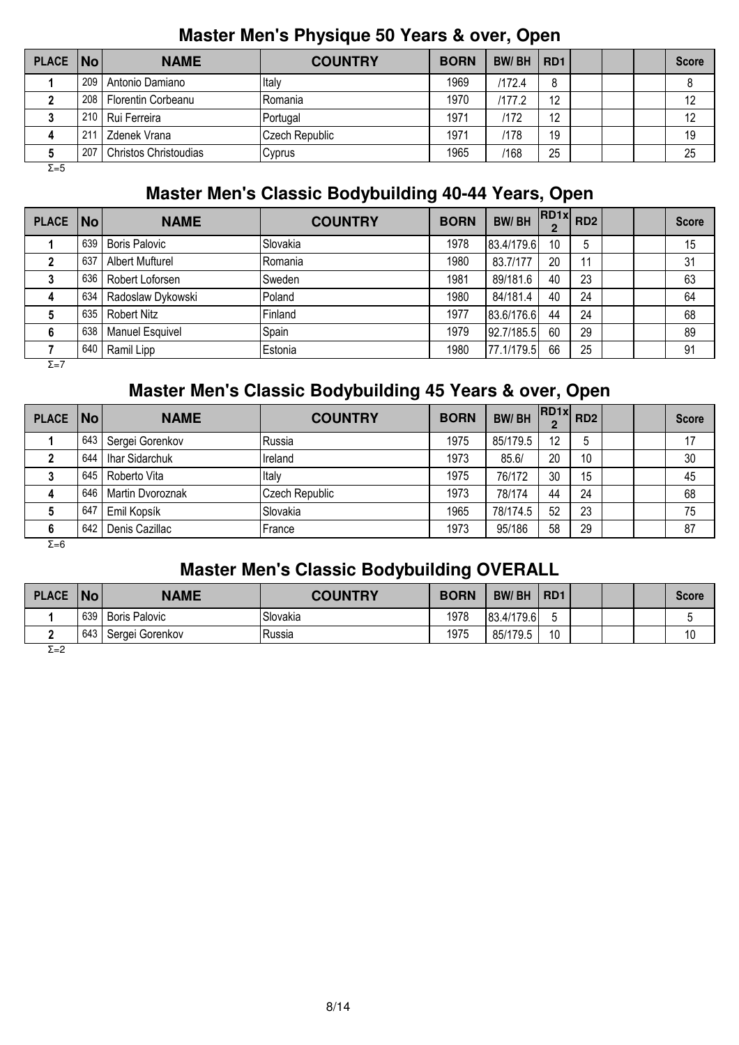## Master Men's Physique 50 Years & over, Open

| PLACE | No | NAME | COUNTRY | BORN | BW/ BH | RD1 | | | | Score |
|---|---|---|---|---|---|---|---|---|---|---|
| 1 | 209 | Antonio Damiano | Italy | 1969 | /172.4 | 8 | | | | 8 |
| 2 | 208 | Florentin Corbeanu | Romania | 1970 | /177.2 | 12 | | | | 12 |
| 3 | 210 | Rui Ferreira | Portugal | 1971 | /172 | 12 | | | | 12 |
| 4 | 211 | Zdenek Vrana | Czech Republic | 1971 | /178 | 19 | | | | 19 |
| 5 | 207 | Christos Christoudias | Cyprus | 1965 | /168 | 25 | | | | 25 |

Σ=5

## Master Men's Classic Bodybuilding 40-44 Years, Open

| PLACE | No | NAME | COUNTRY | BORN | BW/ BH | RD1x2 | RD2 | | | Score |
|---|---|---|---|---|---|---|---|---|---|---|
| 1 | 639 | Boris Palovic | Slovakia | 1978 | 83.4/179.6 | 10 | 5 | | | 15 |
| 2 | 637 | Albert Mufturel | Romania | 1980 | 83.7/177 | 20 | 11 | | | 31 |
| 3 | 636 | Robert Loforsen | Sweden | 1981 | 89/181.6 | 40 | 23 | | | 63 |
| 4 | 634 | Radoslaw Dykowski | Poland | 1980 | 84/181.4 | 40 | 24 | | | 64 |
| 5 | 635 | Robert Nitz | Finland | 1977 | 83.6/176.6 | 44 | 24 | | | 68 |
| 6 | 638 | Manuel Esquivel | Spain | 1979 | 92.7/185.5 | 60 | 29 | | | 89 |
| 7 | 640 | Ramil Lipp | Estonia | 1980 | 77.1/179.5 | 66 | 25 | | | 91 |

Σ=7

## Master Men's Classic Bodybuilding 45 Years & over, Open

| PLACE | No | NAME | COUNTRY | BORN | BW/ BH | RD1x2 | RD2 | | | Score |
|---|---|---|---|---|---|---|---|---|---|---|
| 1 | 643 | Sergei Gorenkov | Russia | 1975 | 85/179.5 | 12 | 5 | | | 17 |
| 2 | 644 | Ihar Sidarchuk | Ireland | 1973 | 85.6/ | 20 | 10 | | | 30 |
| 3 | 645 | Roberto Vita | Italy | 1975 | 76/172 | 30 | 15 | | | 45 |
| 4 | 646 | Martin Dvoroznak | Czech Republic | 1973 | 78/174 | 44 | 24 | | | 68 |
| 5 | 647 | Emil Kopsík | Slovakia | 1965 | 78/174.5 | 52 | 23 | | | 75 |
| 6 | 642 | Denis Cazillac | France | 1973 | 95/186 | 58 | 29 | | | 87 |

Σ=6

## Master Men's Classic Bodybuilding OVERALL

| PLACE | No | NAME | COUNTRY | BORN | BW/ BH | RD1 | | | | Score |
|---|---|---|---|---|---|---|---|---|---|---|
| 1 | 639 | Boris Palovic | Slovakia | 1978 | 83.4/179.6 | 5 | | | | 5 |
| 2 | 643 | Sergei Gorenkov | Russia | 1975 | 85/179.5 | 10 | | | | 10 |

Σ=2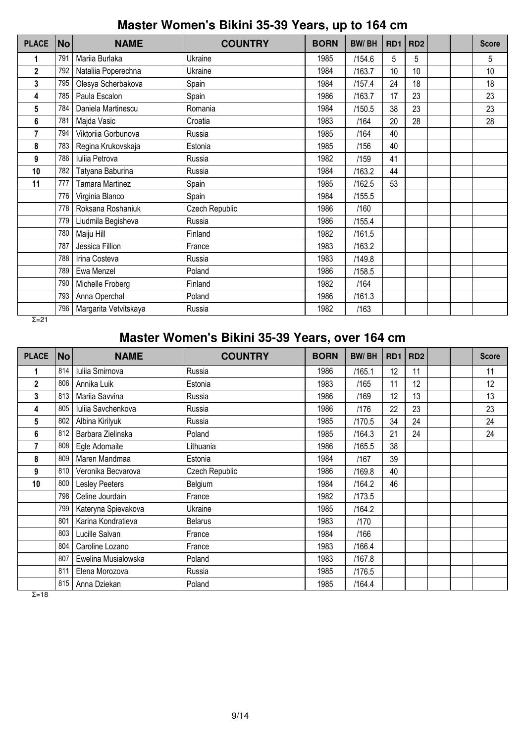## Master Women's Bikini 35-39 Years, up to 164 cm

| PLACE | No | NAME | COUNTRY | BORN | BW/ BH | RD1 | RD2 | | | Score |
|---|---|---|---|---|---|---|---|---|---|---|
| 1 | 791 | Mariia Burlaka | Ukraine | 1985 | /154.6 | 5 | 5 | | | 5 |
| 2 | 792 | Nataliia Poperechna | Ukraine | 1984 | /163.7 | 10 | 10 | | | 10 |
| 3 | 795 | Olesya Scherbakova | Spain | 1984 | /157.4 | 24 | 18 | | | 18 |
| 4 | 785 | Paula Escalon | Spain | 1986 | /163.7 | 17 | 23 | | | 23 |
| 5 | 784 | Daniela Martinescu | Romania | 1984 | /150.5 | 38 | 23 | | | 23 |
| 6 | 781 | Majda Vasic | Croatia | 1983 | /164 | 20 | 28 | | | 28 |
| 7 | 794 | Viktoriia Gorbunova | Russia | 1985 | /164 | 40 | | | | |
| 8 | 783 | Regina Krukovskaja | Estonia | 1985 | /156 | 40 | | | | |
| 9 | 786 | Iuliia Petrova | Russia | 1982 | /159 | 41 | | | | |
| 10 | 782 | Tatyana Baburina | Russia | 1984 | /163.2 | 44 | | | | |
| 11 | 777 | Tamara Martinez | Spain | 1985 | /162.5 | 53 | | | | |
| | 776 | Virginia Blanco | Spain | 1984 | /155.5 | | | | | |
| | 778 | Roksana Roshaniuk | Czech Republic | 1986 | /160 | | | | | |
| | 779 | Liudmila Begisheva | Russia | 1986 | /155.4 | | | | | |
| | 780 | Maiju Hill | Finland | 1982 | /161.5 | | | | | |
| | 787 | Jessica Fillion | France | 1983 | /163.2 | | | | | |
| | 788 | Irina Costeva | Russia | 1983 | /149.8 | | | | | |
| | 789 | Ewa Menzel | Poland | 1986 | /158.5 | | | | | |
| | 790 | Michelle Froberg | Finland | 1982 | /164 | | | | | |
| | 793 | Anna Operchal | Poland | 1986 | /161.3 | | | | | |
| | 796 | Margarita Vetvitskaya | Russia | 1982 | /163 | | | | | |

Σ=21

## Master Women's Bikini 35-39 Years, over 164 cm

| PLACE | No | NAME | COUNTRY | BORN | BW/ BH | RD1 | RD2 | | | Score |
|---|---|---|---|---|---|---|---|---|---|---|
| 1 | 814 | Iuliia Smirnova | Russia | 1986 | /165.1 | 12 | 11 | | | 11 |
| 2 | 806 | Annika Luik | Estonia | 1983 | /165 | 11 | 12 | | | 12 |
| 3 | 813 | Mariia Savvina | Russia | 1986 | /169 | 12 | 13 | | | 13 |
| 4 | 805 | Iuliia Savchenkova | Russia | 1986 | /176 | 22 | 23 | | | 23 |
| 5 | 802 | Albina Kirilyuk | Russia | 1985 | /170.5 | 34 | 24 | | | 24 |
| 6 | 812 | Barbara Zielinska | Poland | 1985 | /164.3 | 21 | 24 | | | 24 |
| 7 | 808 | Egle Adomaite | Lithuania | 1986 | /165.5 | 38 | | | | |
| 8 | 809 | Maren Mandmaa | Estonia | 1984 | /167 | 39 | | | | |
| 9 | 810 | Veronika Becvarova | Czech Republic | 1986 | /169.8 | 40 | | | | |
| 10 | 800 | Lesley Peeters | Belgium | 1984 | /164.2 | 46 | | | | |
| | 798 | Celine Jourdain | France | 1982 | /173.5 | | | | | |
| | 799 | Kateryna Spievakova | Ukraine | 1985 | /164.2 | | | | | |
| | 801 | Karina Kondratieva | Belarus | 1983 | /170 | | | | | |
| | 803 | Lucille Salvan | France | 1984 | /166 | | | | | |
| | 804 | Caroline Lozano | France | 1983 | /166.4 | | | | | |
| | 807 | Ewelina Musialowska | Poland | 1983 | /167.8 | | | | | |
| | 811 | Elena Morozova | Russia | 1985 | /176.5 | | | | | |
| | 815 | Anna Dziekan | Poland | 1985 | /164.4 | | | | | |

Σ=18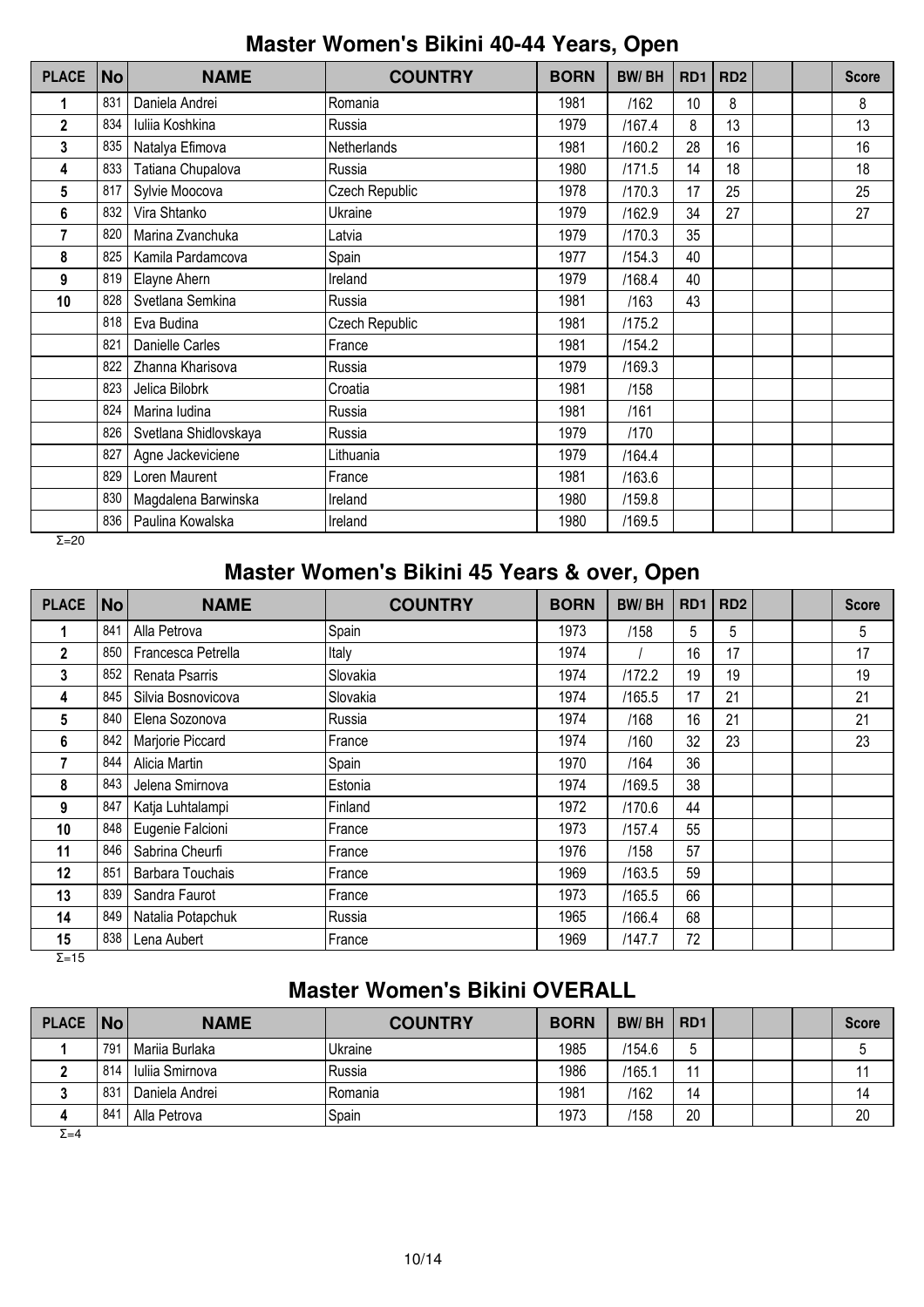## Master Women's Bikini 40-44 Years, Open

| PLACE | No | NAME | COUNTRY | BORN | BW/ BH | RD1 | RD2 | | | Score |
|---|---|---|---|---|---|---|---|---|---|---|
| 1 | 831 | Daniela Andrei | Romania | 1981 | /162 | 10 | 8 | | | 8 |
| 2 | 834 | Iuliia Koshkina | Russia | 1979 | /167.4 | 8 | 13 | | | 13 |
| 3 | 835 | Natalya Efimova | Netherlands | 1981 | /160.2 | 28 | 16 | | | 16 |
| 4 | 833 | Tatiana Chupalova | Russia | 1980 | /171.5 | 14 | 18 | | | 18 |
| 5 | 817 | Sylvie Moocova | Czech Republic | 1978 | /170.3 | 17 | 25 | | | 25 |
| 6 | 832 | Vira Shtanko | Ukraine | 1979 | /162.9 | 34 | 27 | | | 27 |
| 7 | 820 | Marina Zvanchuka | Latvia | 1979 | /170.3 | 35 | | | | |
| 8 | 825 | Kamila Pardamcova | Spain | 1977 | /154.3 | 40 | | | | |
| 9 | 819 | Elayne Ahern | Ireland | 1979 | /168.4 | 40 | | | | |
| 10 | 828 | Svetlana Semkina | Russia | 1981 | /163 | 43 | | | | |
| | 818 | Eva Budina | Czech Republic | 1981 | /175.2 | | | | | |
| | 821 | Danielle Carles | France | 1981 | /154.2 | | | | | |
| | 822 | Zhanna Kharisova | Russia | 1979 | /169.3 | | | | | |
| | 823 | Jelica Bilobrk | Croatia | 1981 | /158 | | | | | |
| | 824 | Marina Iudina | Russia | 1981 | /161 | | | | | |
| | 826 | Svetlana Shidlovskaya | Russia | 1979 | /170 | | | | | |
| | 827 | Agne Jackeviciene | Lithuania | 1979 | /164.4 | | | | | |
| | 829 | Loren Maurent | France | 1981 | /163.6 | | | | | |
| | 830 | Magdalena Barwinska | Ireland | 1980 | /159.8 | | | | | |
| | 836 | Paulina Kowalska | Ireland | 1980 | /169.5 | | | | | |

Σ=20

## Master Women's Bikini 45 Years & over, Open

| PLACE | No | NAME | COUNTRY | BORN | BW/ BH | RD1 | RD2 | | | Score |
|---|---|---|---|---|---|---|---|---|---|---|
| 1 | 841 | Alla Petrova | Spain | 1973 | /158 | 5 | 5 | | | 5 |
| 2 | 850 | Francesca Petrella | Italy | 1974 | / | 16 | 17 | | | 17 |
| 3 | 852 | Renata Psarris | Slovakia | 1974 | /172.2 | 19 | 19 | | | 19 |
| 4 | 845 | Silvia Bosnovicova | Slovakia | 1974 | /165.5 | 17 | 21 | | | 21 |
| 5 | 840 | Elena Sozonova | Russia | 1974 | /168 | 16 | 21 | | | 21 |
| 6 | 842 | Marjorie Piccard | France | 1974 | /160 | 32 | 23 | | | 23 |
| 7 | 844 | Alicia Martin | Spain | 1970 | /164 | 36 | | | | |
| 8 | 843 | Jelena Smirnova | Estonia | 1974 | /169.5 | 38 | | | | |
| 9 | 847 | Katja Luhtalampi | Finland | 1972 | /170.6 | 44 | | | | |
| 10 | 848 | Eugenie Falcioni | France | 1973 | /157.4 | 55 | | | | |
| 11 | 846 | Sabrina Cheurfi | France | 1976 | /158 | 57 | | | | |
| 12 | 851 | Barbara Touchais | France | 1969 | /163.5 | 59 | | | | |
| 13 | 839 | Sandra Faurot | France | 1973 | /165.5 | 66 | | | | |
| 14 | 849 | Natalia Potapchuk | Russia | 1965 | /166.4 | 68 | | | | |
| 15 | 838 | Lena Aubert | France | 1969 | /147.7 | 72 | | | | |

Σ=15

## Master Women's Bikini OVERALL

| PLACE | No | NAME | COUNTRY | BORN | BW/ BH | RD1 | | | | Score |
|---|---|---|---|---|---|---|---|---|---|---|
| 1 | 791 | Mariia Burlaka | Ukraine | 1985 | /154.6 | 5 | | | | 5 |
| 2 | 814 | Iuliia Smirnova | Russia | 1986 | /165.1 | 11 | | | | 11 |
| 3 | 831 | Daniela Andrei | Romania | 1981 | /162 | 14 | | | | 14 |
| 4 | 841 | Alla Petrova | Spain | 1973 | /158 | 20 | | | | 20 |

Σ=4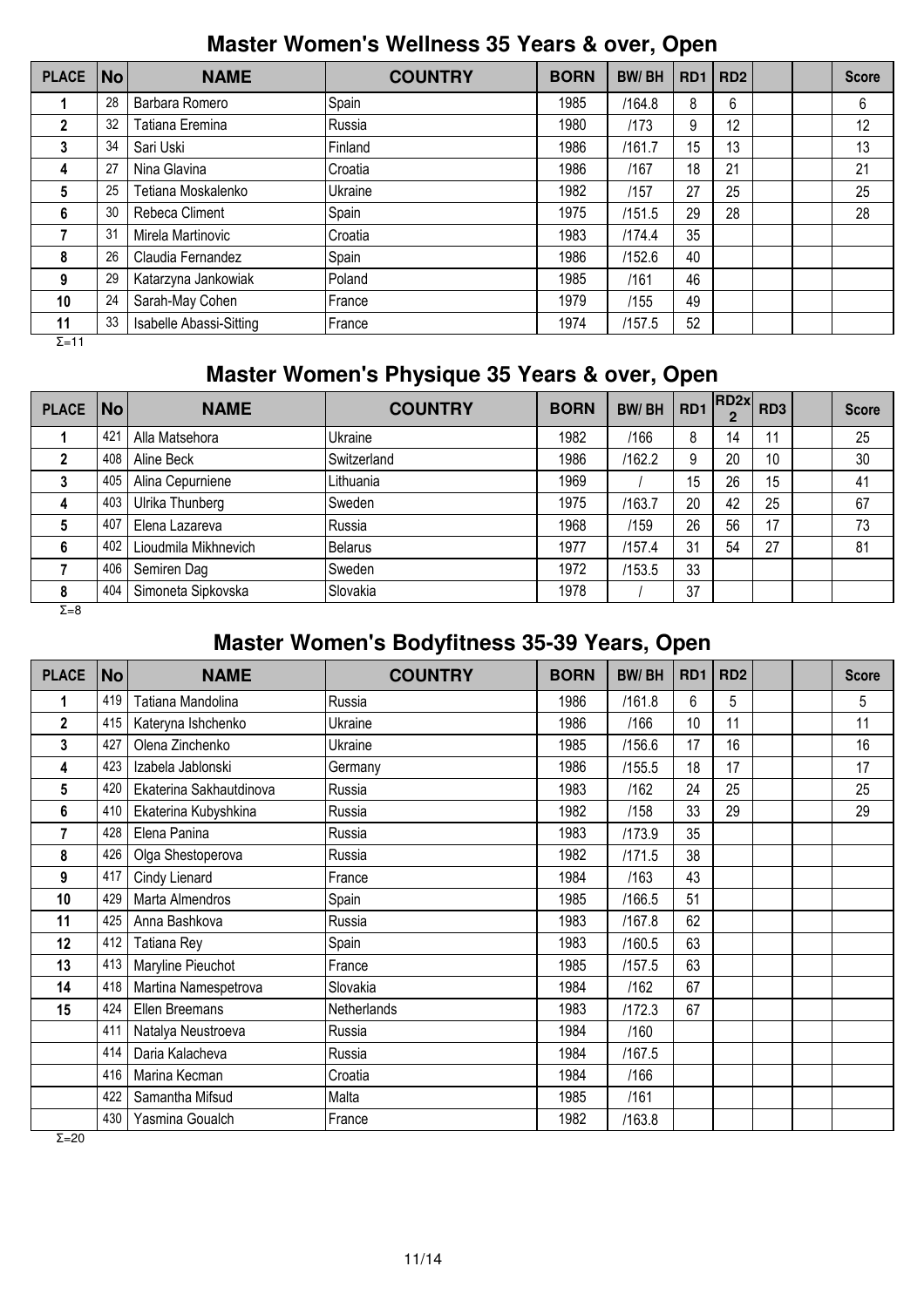## Master Women's Wellness 35 Years & over, Open

| PLACE | No | NAME | COUNTRY | BORN | BW/ BH | RD1 | RD2 | | | Score |
|---|---|---|---|---|---|---|---|---|---|---|
| 1 | 28 | Barbara Romero | Spain | 1985 | /164.8 | 8 | 6 | | | 6 |
| 2 | 32 | Tatiana Eremina | Russia | 1980 | /173 | 9 | 12 | | | 12 |
| 3 | 34 | Sari Uski | Finland | 1986 | /161.7 | 15 | 13 | | | 13 |
| 4 | 27 | Nina Glavina | Croatia | 1986 | /167 | 18 | 21 | | | 21 |
| 5 | 25 | Tetiana Moskalenko | Ukraine | 1982 | /157 | 27 | 25 | | | 25 |
| 6 | 30 | Rebeca Climent | Spain | 1975 | /151.5 | 29 | 28 | | | 28 |
| 7 | 31 | Mirela Martinovic | Croatia | 1983 | /174.4 | 35 | | | | |
| 8 | 26 | Claudia Fernandez | Spain | 1986 | /152.6 | 40 | | | | |
| 9 | 29 | Katarzyna Jankowiak | Poland | 1985 | /161 | 46 | | | | |
| 10 | 24 | Sarah-May Cohen | France | 1979 | /155 | 49 | | | | |
| 11 | 33 | Isabelle Abassi-Sitting | France | 1974 | /157.5 | 52 | | | | |

Σ=11

## Master Women's Physique 35 Years & over, Open

| PLACE | No | NAME | COUNTRY | BORN | BW/ BH | RD1 | RD2x2 | RD3 | | Score |
|---|---|---|---|---|---|---|---|---|---|---|
| 1 | 421 | Alla Matsehora | Ukraine | 1982 | /166 | 8 | 14 | 11 | | 25 |
| 2 | 408 | Aline Beck | Switzerland | 1986 | /162.2 | 9 | 20 | 10 | | 30 |
| 3 | 405 | Alina Cepurniene | Lithuania | 1969 | / | 15 | 26 | 15 | | 41 |
| 4 | 403 | Ulrika Thunberg | Sweden | 1975 | /163.7 | 20 | 42 | 25 | | 67 |
| 5 | 407 | Elena Lazareva | Russia | 1968 | /159 | 26 | 56 | 17 | | 73 |
| 6 | 402 | Lioudmila Mikhnevich | Belarus | 1977 | /157.4 | 31 | 54 | 27 | | 81 |
| 7 | 406 | Semiren Dag | Sweden | 1972 | /153.5 | 33 | | | | |
| 8 | 404 | Simoneta Sipkovska | Slovakia | 1978 | / | 37 | | | | |

Σ=8

## Master Women's Bodyfitness 35-39 Years, Open

| PLACE | No | NAME | COUNTRY | BORN | BW/ BH | RD1 | RD2 | | | Score |
|---|---|---|---|---|---|---|---|---|---|---|
| 1 | 419 | Tatiana Mandolina | Russia | 1986 | /161.8 | 6 | 5 | | | 5 |
| 2 | 415 | Kateryna Ishchenko | Ukraine | 1986 | /166 | 10 | 11 | | | 11 |
| 3 | 427 | Olena Zinchenko | Ukraine | 1985 | /156.6 | 17 | 16 | | | 16 |
| 4 | 423 | Izabela Jablonski | Germany | 1986 | /155.5 | 18 | 17 | | | 17 |
| 5 | 420 | Ekaterina Sakhautdinova | Russia | 1983 | /162 | 24 | 25 | | | 25 |
| 6 | 410 | Ekaterina Kubyshkina | Russia | 1982 | /158 | 33 | 29 | | | 29 |
| 7 | 428 | Elena Panina | Russia | 1983 | /173.9 | 35 | | | | |
| 8 | 426 | Olga Shestoperova | Russia | 1982 | /171.5 | 38 | | | | |
| 9 | 417 | Cindy Lienard | France | 1984 | /163 | 43 | | | | |
| 10 | 429 | Marta Almendros | Spain | 1985 | /166.5 | 51 | | | | |
| 11 | 425 | Anna Bashkova | Russia | 1983 | /167.8 | 62 | | | | |
| 12 | 412 | Tatiana Rey | Spain | 1983 | /160.5 | 63 | | | | |
| 13 | 413 | Maryline Pieuchot | France | 1985 | /157.5 | 63 | | | | |
| 14 | 418 | Martina Namespetrova | Slovakia | 1984 | /162 | 67 | | | | |
| 15 | 424 | Ellen Breemans | Netherlands | 1983 | /172.3 | 67 | | | | |
| | 411 | Natalya Neustroeva | Russia | 1984 | /160 | | | | | |
| | 414 | Daria Kalacheva | Russia | 1984 | /167.5 | | | | | |
| | 416 | Marina Kecman | Croatia | 1984 | /166 | | | | | |
| | 422 | Samantha Mifsud | Malta | 1985 | /161 | | | | | |
| | 430 | Yasmina Goualch | France | 1982 | /163.8 | | | | | |

Σ=20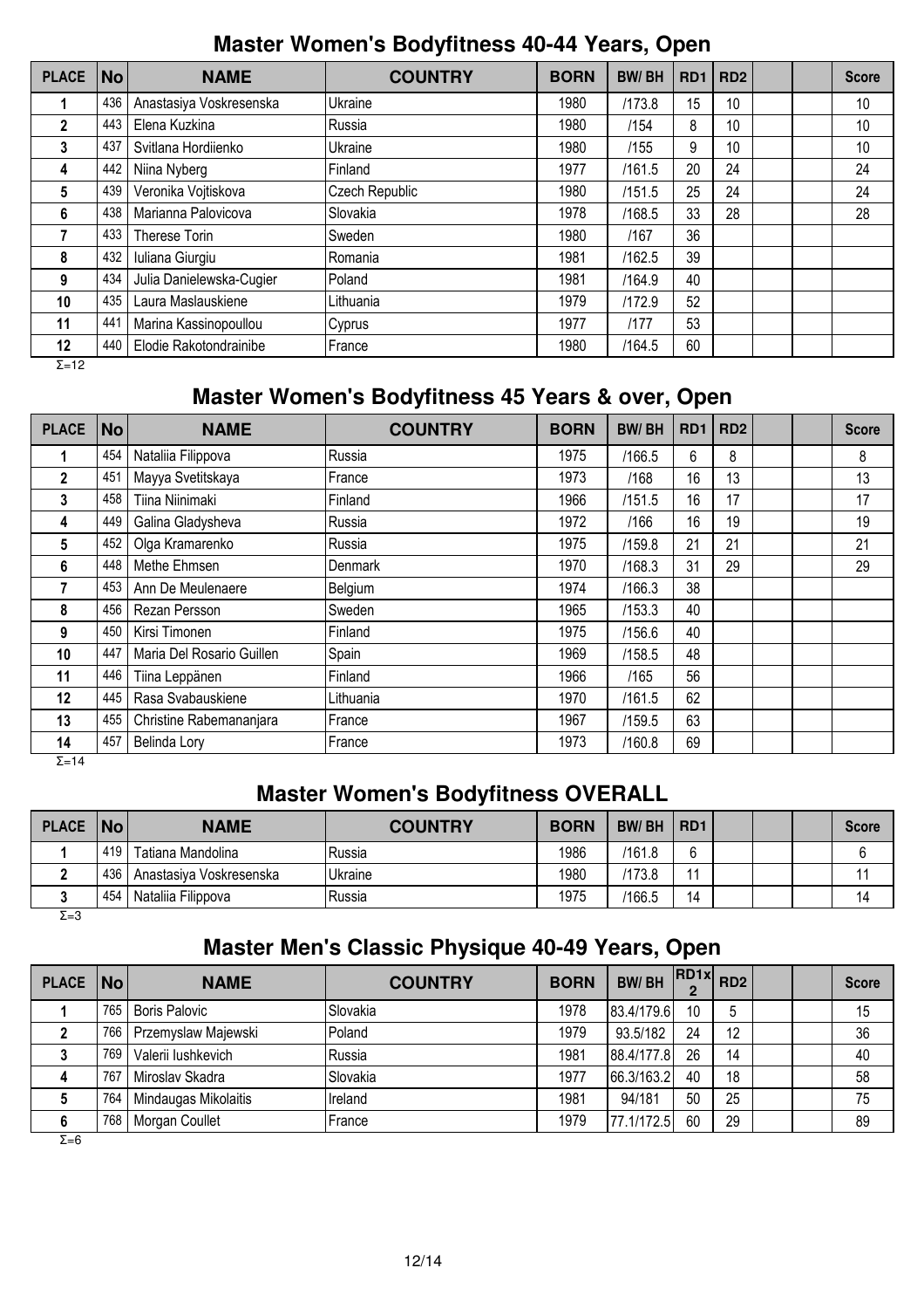## Master Women's Bodyfitness 40-44 Years, Open

| PLACE | No | NAME | COUNTRY | BORN | BW/ BH | RD1 | RD2 | | | Score |
|---|---|---|---|---|---|---|---|---|---|---|
| 1 | 436 | Anastasiya Voskresenska | Ukraine | 1980 | /173.8 | 15 | 10 | | | 10 |
| 2 | 443 | Elena Kuzkina | Russia | 1980 | /154 | 8 | 10 | | | 10 |
| 3 | 437 | Svitlana Hordiienko | Ukraine | 1980 | /155 | 9 | 10 | | | 10 |
| 4 | 442 | Niina Nyberg | Finland | 1977 | /161.5 | 20 | 24 | | | 24 |
| 5 | 439 | Veronika Vojtiskova | Czech Republic | 1980 | /151.5 | 25 | 24 | | | 24 |
| 6 | 438 | Marianna Palovicova | Slovakia | 1978 | /168.5 | 33 | 28 | | | 28 |
| 7 | 433 | Therese Torin | Sweden | 1980 | /167 | 36 | | | | |
| 8 | 432 | Iuliana Giurgiu | Romania | 1981 | /162.5 | 39 | | | | |
| 9 | 434 | Julia Danielewska-Cugier | Poland | 1981 | /164.9 | 40 | | | | |
| 10 | 435 | Laura Maslauskiene | Lithuania | 1979 | /172.9 | 52 | | | | |
| 11 | 441 | Marina Kassinopoullou | Cyprus | 1977 | /177 | 53 | | | | |
| 12 | 440 | Elodie Rakotondrainibe | France | 1980 | /164.5 | 60 | | | | |

Σ=12

## Master Women's Bodyfitness 45 Years & over, Open

| PLACE | No | NAME | COUNTRY | BORN | BW/ BH | RD1 | RD2 | | | Score |
|---|---|---|---|---|---|---|---|---|---|---|
| 1 | 454 | Nataliia Filippova | Russia | 1975 | /166.5 | 6 | 8 | | | 8 |
| 2 | 451 | Mayya Svetitskaya | France | 1973 | /168 | 16 | 13 | | | 13 |
| 3 | 458 | Tiina Niinimaki | Finland | 1966 | /151.5 | 16 | 17 | | | 17 |
| 4 | 449 | Galina Gladysheva | Russia | 1972 | /166 | 16 | 19 | | | 19 |
| 5 | 452 | Olga Kramarenko | Russia | 1975 | /159.8 | 21 | 21 | | | 21 |
| 6 | 448 | Methe Ehmsen | Denmark | 1970 | /168.3 | 31 | 29 | | | 29 |
| 7 | 453 | Ann De Meulenaere | Belgium | 1974 | /166.3 | 38 | | | | |
| 8 | 456 | Rezan Persson | Sweden | 1965 | /153.3 | 40 | | | | |
| 9 | 450 | Kirsi Timonen | Finland | 1975 | /156.6 | 40 | | | | |
| 10 | 447 | Maria Del Rosario Guillen | Spain | 1969 | /158.5 | 48 | | | | |
| 11 | 446 | Tiina Leppänen | Finland | 1966 | /165 | 56 | | | | |
| 12 | 445 | Rasa Svabauskiene | Lithuania | 1970 | /161.5 | 62 | | | | |
| 13 | 455 | Christine Rabemananjara | France | 1967 | /159.5 | 63 | | | | |
| 14 | 457 | Belinda Lory | France | 1973 | /160.8 | 69 | | | | |

Σ=14

## Master Women's Bodyfitness OVERALL

| PLACE | No | NAME | COUNTRY | BORN | BW/ BH | RD1 | | | | Score |
|---|---|---|---|---|---|---|---|---|---|---|
| 1 | 419 | Tatiana Mandolina | Russia | 1986 | /161.8 | 6 | | | | 6 |
| 2 | 436 | Anastasiya Voskresenska | Ukraine | 1980 | /173.8 | 11 | | | | 11 |
| 3 | 454 | Nataliia Filippova | Russia | 1975 | /166.5 | 14 | | | | 14 |

Σ=3

## Master Men's Classic Physique 40-49 Years, Open

| PLACE | No | NAME | COUNTRY | BORN | BW/ BH | RD1x2 | RD2 | | | Score |
|---|---|---|---|---|---|---|---|---|---|---|
| 1 | 765 | Boris Palovic | Slovakia | 1978 | 83.4/179.6 | 10 | 5 | | | 15 |
| 2 | 766 | Przemyslaw Majewski | Poland | 1979 | 93.5/182 | 24 | 12 | | | 36 |
| 3 | 769 | Valerii Iushkevich | Russia | 1981 | 88.4/177.8 | 26 | 14 | | | 40 |
| 4 | 767 | Miroslav Skadra | Slovakia | 1977 | 66.3/163.2 | 40 | 18 | | | 58 |
| 5 | 764 | Mindaugas Mikolaitis | Ireland | 1981 | 94/181 | 50 | 25 | | | 75 |
| 6 | 768 | Morgan Coullet | France | 1979 | 77.1/172.5 | 60 | 29 | | | 89 |

Σ=6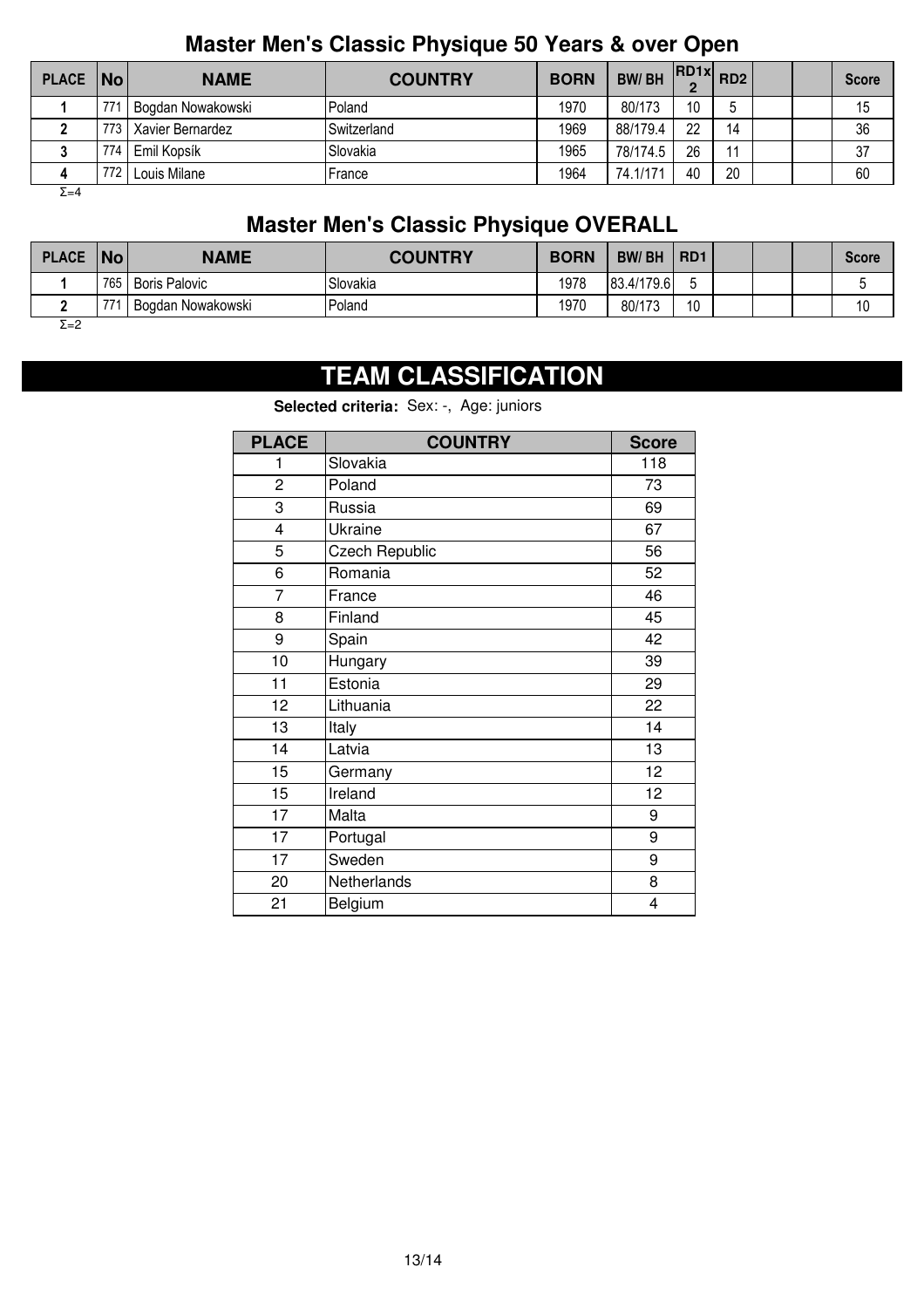## Master Men's Classic Physique 50 Years & over Open

| PLACE | No | NAME | COUNTRY | BORN | BW/ BH | RD1x2 | RD2 | | | Score |
|---|---|---|---|---|---|---|---|---|---|---|
| 1 | 771 | Bogdan Nowakowski | Poland | 1970 | 80/173 | 10 | 5 | | | 15 |
| 2 | 773 | Xavier Bernardez | Switzerland | 1969 | 88/179.4 | 22 | 14 | | | 36 |
| 3 | 774 | Emil Kopsík | Slovakia | 1965 | 78/174.5 | 26 | 11 | | | 37 |
| 4 | 772 | Louis Milane | France | 1964 | 74.1/171 | 40 | 20 | | | 60 |

Σ=4

## Master Men's Classic Physique OVERALL

| PLACE | No | NAME | COUNTRY | BORN | BW/ BH | RD1 | | | | Score |
|---|---|---|---|---|---|---|---|---|---|---|
| 1 | 765 | Boris Palovic | Slovakia | 1978 | 83.4/179.6 | 5 | | | | 5 |
| 2 | 771 | Bogdan Nowakowski | Poland | 1970 | 80/173 | 10 | | | | 10 |

Σ=2

# TEAM CLASSIFICATION

**Selected criteria:** Sex: -, Age: juniors

| PLACE | COUNTRY | Score |
|---|---|---|
| 1 | Slovakia | 118 |
| 2 | Poland | 73 |
| 3 | Russia | 69 |
| 4 | Ukraine | 67 |
| 5 | Czech Republic | 56 |
| 6 | Romania | 52 |
| 7 | France | 46 |
| 8 | Finland | 45 |
| 9 | Spain | 42 |
| 10 | Hungary | 39 |
| 11 | Estonia | 29 |
| 12 | Lithuania | 22 |
| 13 | Italy | 14 |
| 14 | Latvia | 13 |
| 15 | Germany | 12 |
| 15 | Ireland | 12 |
| 17 | Malta | 9 |
| 17 | Portugal | 9 |
| 17 | Sweden | 9 |
| 20 | Netherlands | 8 |
| 21 | Belgium | 4 |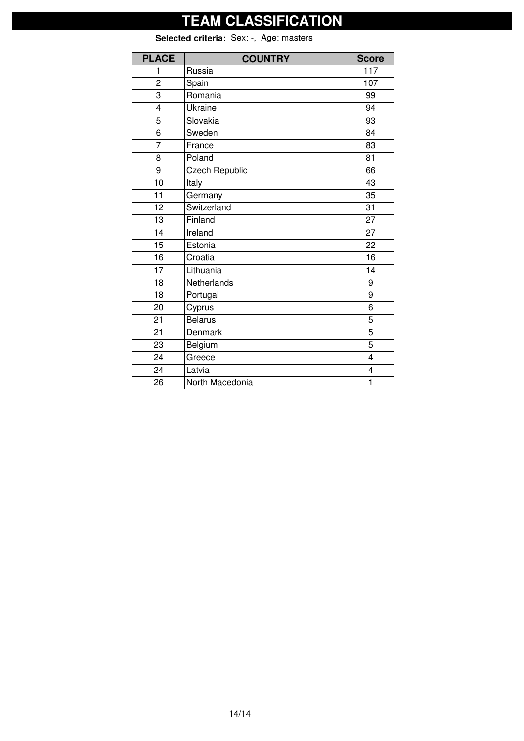# TEAM CLASSIFICATION

**Selected criteria:** Sex: -, Age: masters

| PLACE | COUNTRY | Score |
|---|---|---|
| 1 | Russia | 117 |
| 2 | Spain | 107 |
| 3 | Romania | 99 |
| 4 | Ukraine | 94 |
| 5 | Slovakia | 93 |
| 6 | Sweden | 84 |
| 7 | France | 83 |
| 8 | Poland | 81 |
| 9 | Czech Republic | 66 |
| 10 | Italy | 43 |
| 11 | Germany | 35 |
| 12 | Switzerland | 31 |
| 13 | Finland | 27 |
| 14 | Ireland | 27 |
| 15 | Estonia | 22 |
| 16 | Croatia | 16 |
| 17 | Lithuania | 14 |
| 18 | Netherlands | 9 |
| 18 | Portugal | 9 |
| 20 | Cyprus | 6 |
| 21 | Belarus | 5 |
| 21 | Denmark | 5 |
| 23 | Belgium | 5 |
| 24 | Greece | 4 |
| 24 | Latvia | 4 |
| 26 | North Macedonia | 1 |